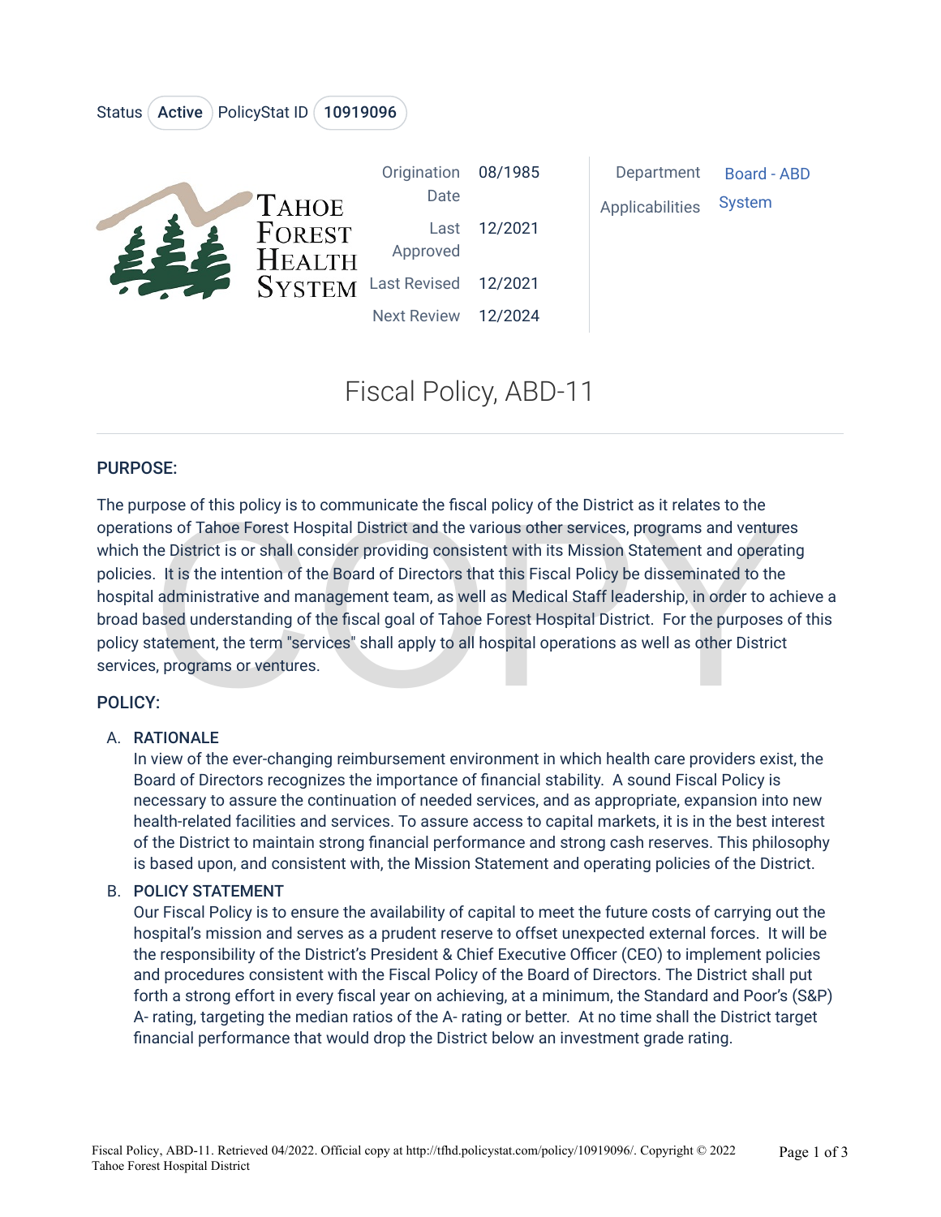Status Active PolicyStat ID 10919096

Tahoe Forest Health System

| | | | |
|---|---|---|---|
| Origination Date | 08/1985 | Department | Board - ABD |
| Last Approved | 12/2021 | Applicabilities | System |
| Last Revised | 12/2021 | | |
| Next Review | 12/2024 | | |

# Fiscal Policy, ABD-11

## PURPOSE:

The purpose of this policy is to communicate the fiscal policy of the District as it relates to the operations of Tahoe Forest Hospital District and the various other services, programs and ventures which the District is or shall consider providing consistent with its Mission Statement and operating policies. It is the intention of the Board of Directors that this Fiscal Policy be disseminated to the hospital administrative and management team, as well as Medical Staff leadership, in order to achieve a broad based understanding of the fiscal goal of Tahoe Forest Hospital District. For the purposes of this policy statement, the term "services" shall apply to all hospital operations as well as other District services, programs or ventures.

## POLICY:

A. **RATIONALE**
   In view of the ever-changing reimbursement environment in which health care providers exist, the Board of Directors recognizes the importance of financial stability. A sound Fiscal Policy is necessary to assure the continuation of needed services, and as appropriate, expansion into new health-related facilities and services. To assure access to capital markets, it is in the best interest of the District to maintain strong financial performance and strong cash reserves. This philosophy is based upon, and consistent with, the Mission Statement and operating policies of the District.

B. **POLICY STATEMENT**
   Our Fiscal Policy is to ensure the availability of capital to meet the future costs of carrying out the hospital's mission and serves as a prudent reserve to offset unexpected external forces. It will be the responsibility of the District's President & Chief Executive Officer (CEO) to implement policies and procedures consistent with the Fiscal Policy of the Board of Directors. The District shall put forth a strong effort in every fiscal year on achieving, at a minimum, the Standard and Poor's (S&P) A- rating, targeting the median ratios of the A- rating or better. At no time shall the District target financial performance that would drop the District below an investment grade rating.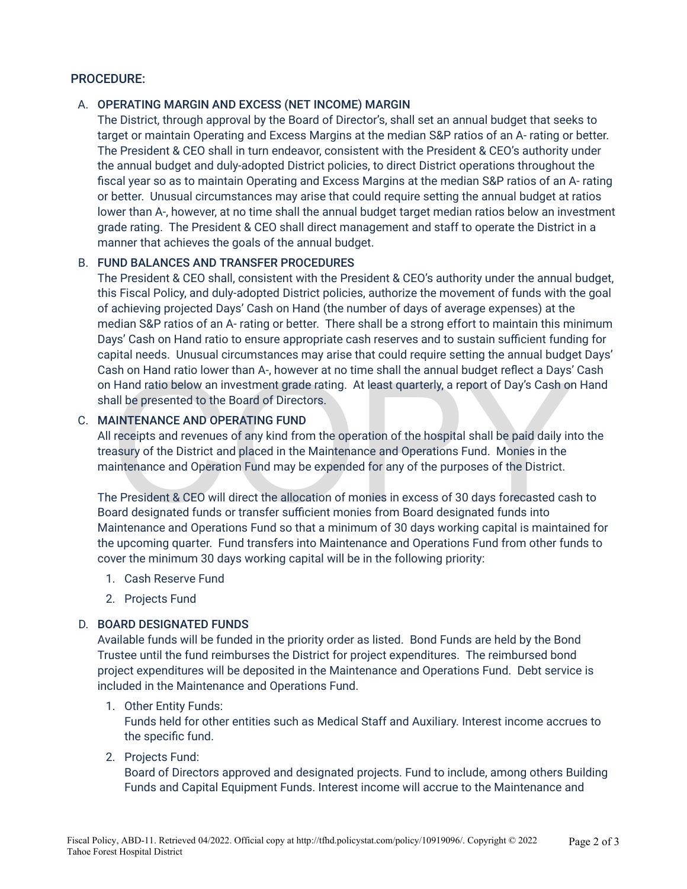## PROCEDURE:

### A. OPERATING MARGIN AND EXCESS (NET INCOME) MARGIN

The District, through approval by the Board of Director's, shall set an annual budget that seeks to target or maintain Operating and Excess Margins at the median S&P ratios of an A- rating or better. The President & CEO shall in turn endeavor, consistent with the President & CEO's authority under the annual budget and duly-adopted District policies, to direct District operations throughout the fiscal year so as to maintain Operating and Excess Margins at the median S&P ratios of an A- rating or better. Unusual circumstances may arise that could require setting the annual budget at ratios lower than A-, however, at no time shall the annual budget target median ratios below an investment grade rating. The President & CEO shall direct management and staff to operate the District in a manner that achieves the goals of the annual budget.

### B. FUND BALANCES AND TRANSFER PROCEDURES

The President & CEO shall, consistent with the President & CEO's authority under the annual budget, this Fiscal Policy, and duly-adopted District policies, authorize the movement of funds with the goal of achieving projected Days' Cash on Hand (the number of days of average expenses) at the median S&P ratios of an A- rating or better. There shall be a strong effort to maintain this minimum Days' Cash on Hand ratio to ensure appropriate cash reserves and to sustain sufficient funding for capital needs. Unusual circumstances may arise that could require setting the annual budget Days' Cash on Hand ratio lower than A-, however at no time shall the annual budget reflect a Days' Cash on Hand ratio below an investment grade rating. At least quarterly, a report of Day's Cash on Hand shall be presented to the Board of Directors.

### C. MAINTENANCE AND OPERATING FUND

All receipts and revenues of any kind from the operation of the hospital shall be paid daily into the treasury of the District and placed in the Maintenance and Operations Fund. Monies in the maintenance and Operation Fund may be expended for any of the purposes of the District.

The President & CEO will direct the allocation of monies in excess of 30 days forecasted cash to Board designated funds or transfer sufficient monies from Board designated funds into Maintenance and Operations Fund so that a minimum of 30 days working capital is maintained for the upcoming quarter. Fund transfers into Maintenance and Operations Fund from other funds to cover the minimum 30 days working capital will be in the following priority:

1. Cash Reserve Fund
2. Projects Fund

### D. BOARD DESIGNATED FUNDS

Available funds will be funded in the priority order as listed. Bond Funds are held by the Bond Trustee until the fund reimburses the District for project expenditures. The reimbursed bond project expenditures will be deposited in the Maintenance and Operations Fund. Debt service is included in the Maintenance and Operations Fund.

1. Other Entity Funds:
   Funds held for other entities such as Medical Staff and Auxiliary. Interest income accrues to the specific fund.
2. Projects Fund:
   Board of Directors approved and designated projects. Fund to include, among others Building Funds and Capital Equipment Funds. Interest income will accrue to the Maintenance and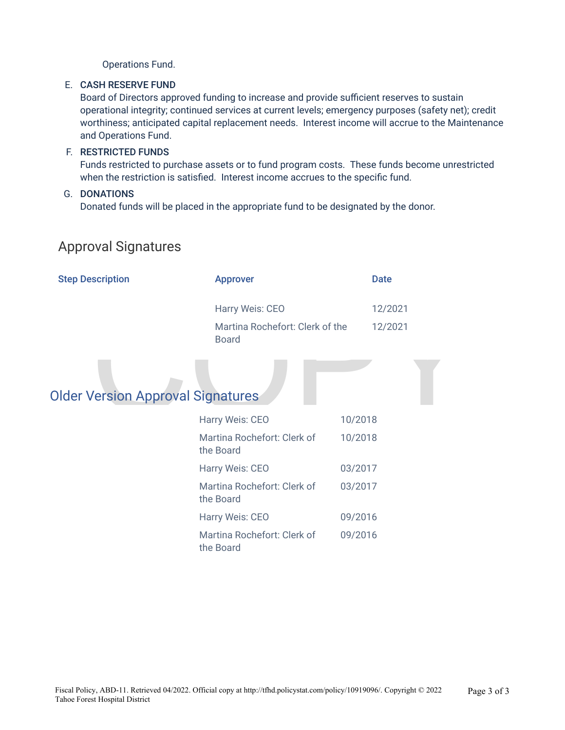Operations Fund.

E. **CASH RESERVE FUND**
Board of Directors approved funding to increase and provide sufficient reserves to sustain operational integrity; continued services at current levels; emergency purposes (safety net); credit worthiness; anticipated capital replacement needs. Interest income will accrue to the Maintenance and Operations Fund.

F. **RESTRICTED FUNDS**
Funds restricted to purchase assets or to fund program costs. These funds become unrestricted when the restriction is satisfied. Interest income accrues to the specific fund.

G. **DONATIONS**
Donated funds will be placed in the appropriate fund to be designated by the donor.

## Approval Signatures

| Step Description | Approver | Date |
|---|---|---|
| | Harry Weis: CEO | 12/2021 |
| | Martina Rochefort: Clerk of the Board | 12/2021 |

## Older Version Approval Signatures

| | |
|---|---|
| Harry Weis: CEO | 10/2018 |
| Martina Rochefort: Clerk of the Board | 10/2018 |
| Harry Weis: CEO | 03/2017 |
| Martina Rochefort: Clerk of the Board | 03/2017 |
| Harry Weis: CEO | 09/2016 |
| Martina Rochefort: Clerk of the Board | 09/2016 |